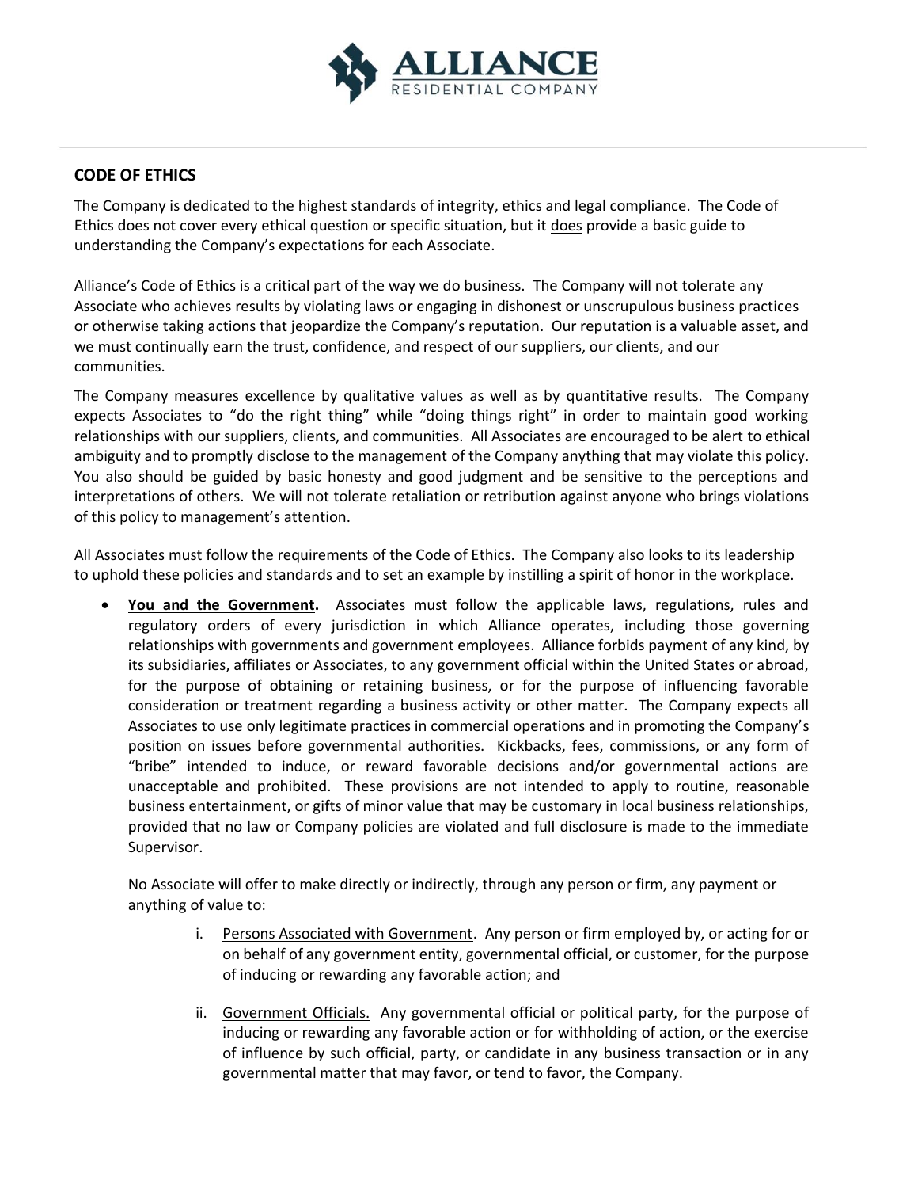## CODE OF ETHICS

The Company is dedicated to the highest standards of integrity, ethics and legal compliance. The Code of Ethics does not cover every ethical question or specific situation, but it does provide a basic guide to understanding the Company's expectations for each Associate.

Alliance's Code of Ethics is a critical part of the way we do business. The Company will not tolerate any Associate who achieves results by violating laws or engaging in dishonest or unscrupulous business practices or otherwise taking actions that jeopardize the Company's reputation. Our reputation is a valuable asset, and we must continually earn the trust, confidence, and respect of our suppliers, our clients, and our communities.

The Company measures excellence by qualitative values as well as by quantitative results. The Company expects Associates to "do the right thing" while "doing things right" in order to maintain good working relationships with our suppliers, clients, and communities. All Associates are encouraged to be alert to ethical ambiguity and to promptly disclose to the management of the Company anything that may violate this policy. You also should be guided by basic honesty and good judgment and be sensitive to the perceptions and interpretations of others. We will not tolerate retaliation or retribution against anyone who brings violations of this policy to management's attention.

All Associates must follow the requirements of the Code of Ethics. The Company also looks to its leadership to uphold these policies and standards and to set an example by instilling a spirit of honor in the workplace.

- **You and the Government.** Associates must follow the applicable laws, regulations, rules and regulatory orders of every jurisdiction in which Alliance operates, including those governing relationships with governments and government employees. Alliance forbids payment of any kind, by its subsidiaries, affiliates or Associates, to any government official within the United States or abroad, for the purpose of obtaining or retaining business, or for the purpose of influencing favorable consideration or treatment regarding a business activity or other matter. The Company expects all Associates to use only legitimate practices in commercial operations and in promoting the Company's position on issues before governmental authorities. Kickbacks, fees, commissions, or any form of "bribe" intended to induce, or reward favorable decisions and/or governmental actions are unacceptable and prohibited. These provisions are not intended to apply to routine, reasonable business entertainment, or gifts of minor value that may be customary in local business relationships, provided that no law or Company policies are violated and full disclosure is made to the immediate Supervisor.

  No Associate will offer to make directly or indirectly, through any person or firm, any payment or anything of value to:

  i. Persons Associated with Government. Any person or firm employed by, or acting for or on behalf of any government entity, governmental official, or customer, for the purpose of inducing or rewarding any favorable action; and

  ii. Government Officials. Any governmental official or political party, for the purpose of inducing or rewarding any favorable action or for withholding of action, or the exercise of influence by such official, party, or candidate in any business transaction or in any governmental matter that may favor, or tend to favor, the Company.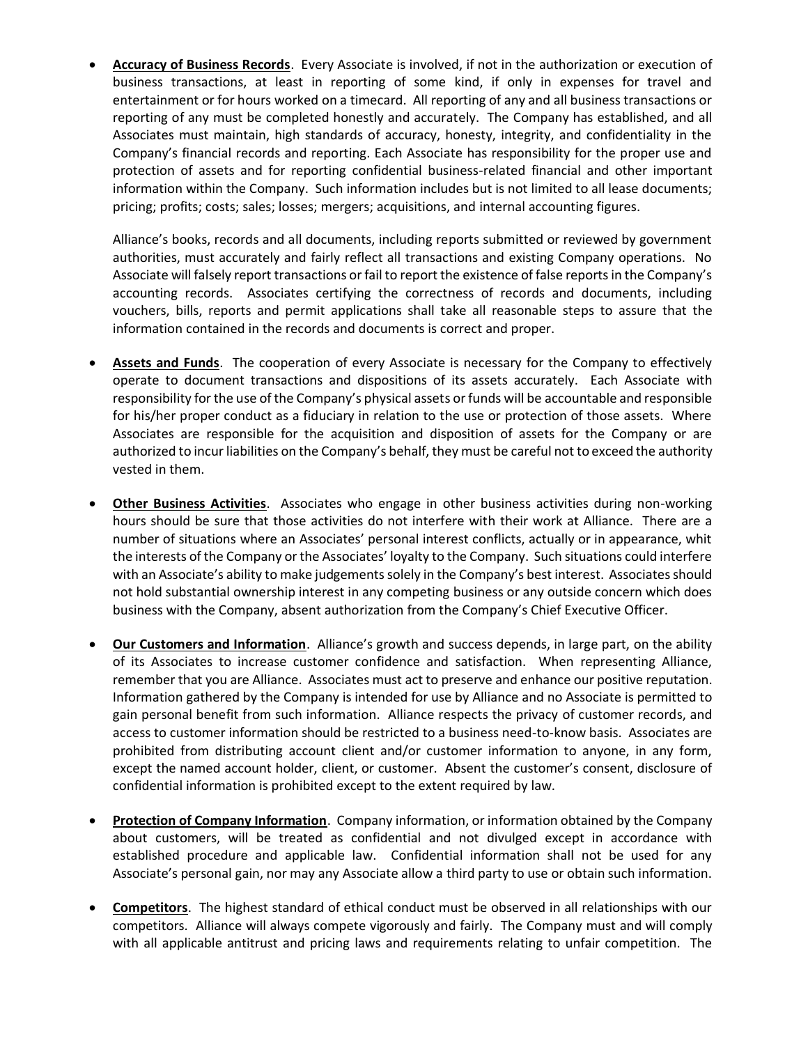- **Accuracy of Business Records**. Every Associate is involved, if not in the authorization or execution of business transactions, at least in reporting of some kind, if only in expenses for travel and entertainment or for hours worked on a timecard. All reporting of any and all business transactions or reporting of any must be completed honestly and accurately. The Company has established, and all Associates must maintain, high standards of accuracy, honesty, integrity, and confidentiality in the Company's financial records and reporting. Each Associate has responsibility for the proper use and protection of assets and for reporting confidential business-related financial and other important information within the Company. Such information includes but is not limited to all lease documents; pricing; profits; costs; sales; losses; mergers; acquisitions, and internal accounting figures.

  Alliance's books, records and all documents, including reports submitted or reviewed by government authorities, must accurately and fairly reflect all transactions and existing Company operations. No Associate will falsely report transactions or fail to report the existence of false reports in the Company's accounting records. Associates certifying the correctness of records and documents, including vouchers, bills, reports and permit applications shall take all reasonable steps to assure that the information contained in the records and documents is correct and proper.

- **Assets and Funds**. The cooperation of every Associate is necessary for the Company to effectively operate to document transactions and dispositions of its assets accurately. Each Associate with responsibility for the use of the Company's physical assets or funds will be accountable and responsible for his/her proper conduct as a fiduciary in relation to the use or protection of those assets. Where Associates are responsible for the acquisition and disposition of assets for the Company or are authorized to incur liabilities on the Company's behalf, they must be careful not to exceed the authority vested in them.

- **Other Business Activities**. Associates who engage in other business activities during non-working hours should be sure that those activities do not interfere with their work at Alliance. There are a number of situations where an Associates' personal interest conflicts, actually or in appearance, whit the interests of the Company or the Associates' loyalty to the Company. Such situations could interfere with an Associate's ability to make judgements solely in the Company's best interest. Associates should not hold substantial ownership interest in any competing business or any outside concern which does business with the Company, absent authorization from the Company's Chief Executive Officer.

- **Our Customers and Information**. Alliance's growth and success depends, in large part, on the ability of its Associates to increase customer confidence and satisfaction. When representing Alliance, remember that you are Alliance. Associates must act to preserve and enhance our positive reputation. Information gathered by the Company is intended for use by Alliance and no Associate is permitted to gain personal benefit from such information. Alliance respects the privacy of customer records, and access to customer information should be restricted to a business need-to-know basis. Associates are prohibited from distributing account client and/or customer information to anyone, in any form, except the named account holder, client, or customer. Absent the customer's consent, disclosure of confidential information is prohibited except to the extent required by law.

- **Protection of Company Information**. Company information, or information obtained by the Company about customers, will be treated as confidential and not divulged except in accordance with established procedure and applicable law. Confidential information shall not be used for any Associate's personal gain, nor may any Associate allow a third party to use or obtain such information.

- **Competitors**. The highest standard of ethical conduct must be observed in all relationships with our competitors. Alliance will always compete vigorously and fairly. The Company must and will comply with all applicable antitrust and pricing laws and requirements relating to unfair competition. The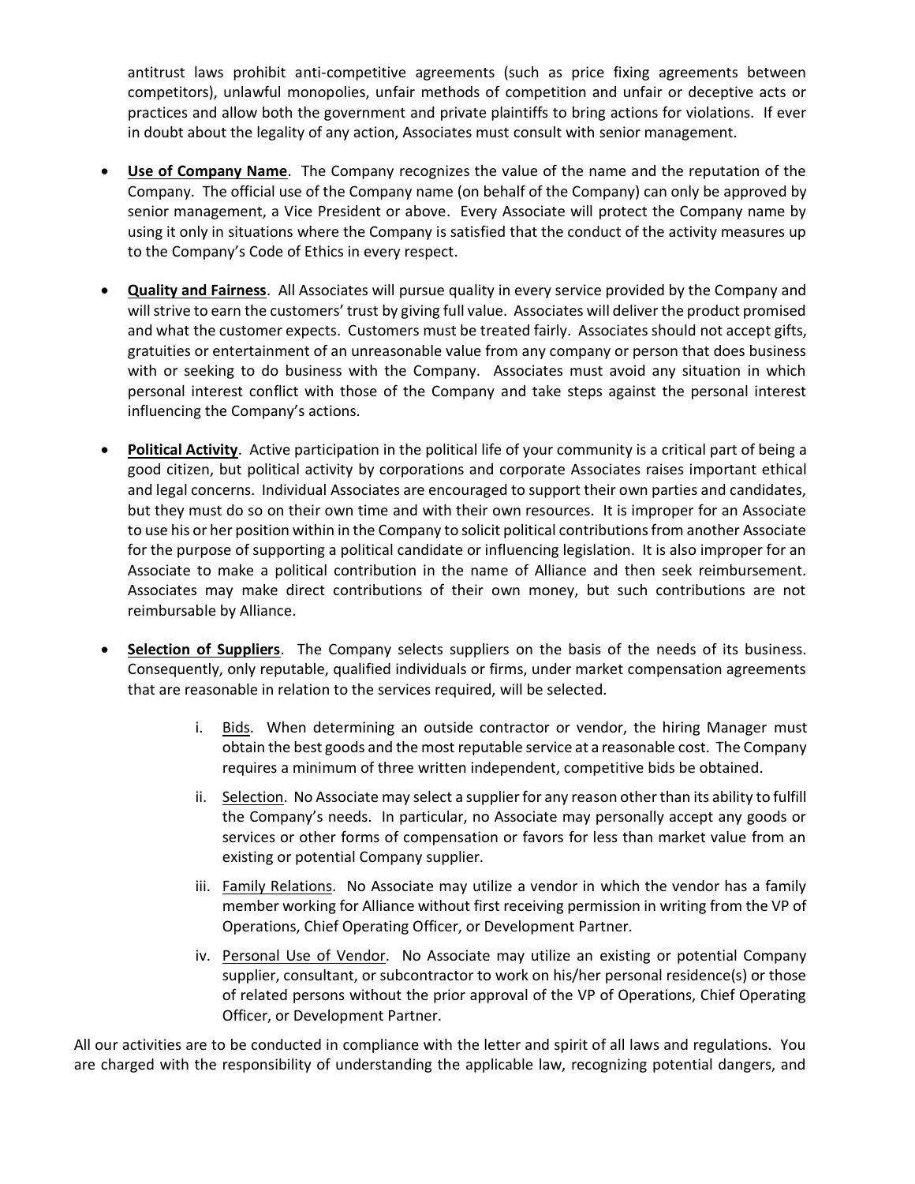antitrust laws prohibit anti-competitive agreements (such as price fixing agreements between competitors), unlawful monopolies, unfair methods of competition and unfair or deceptive acts or practices and allow both the government and private plaintiffs to bring actions for violations. If ever in doubt about the legality of any action, Associates must consult with senior management.

- **Use of Company Name**. The Company recognizes the value of the name and the reputation of the Company. The official use of the Company name (on behalf of the Company) can only be approved by senior management, a Vice President or above. Every Associate will protect the Company name by using it only in situations where the Company is satisfied that the conduct of the activity measures up to the Company's Code of Ethics in every respect.

- **Quality and Fairness**. All Associates will pursue quality in every service provided by the Company and will strive to earn the customers' trust by giving full value. Associates will deliver the product promised and what the customer expects. Customers must be treated fairly. Associates should not accept gifts, gratuities or entertainment of an unreasonable value from any company or person that does business with or seeking to do business with the Company. Associates must avoid any situation in which personal interest conflict with those of the Company and take steps against the personal interest influencing the Company's actions.

- **Political Activity**. Active participation in the political life of your community is a critical part of being a good citizen, but political activity by corporations and corporate Associates raises important ethical and legal concerns. Individual Associates are encouraged to support their own parties and candidates, but they must do so on their own time and with their own resources. It is improper for an Associate to use his or her position within in the Company to solicit political contributions from another Associate for the purpose of supporting a political candidate or influencing legislation. It is also improper for an Associate to make a political contribution in the name of Alliance and then seek reimbursement. Associates may make direct contributions of their own money, but such contributions are not reimbursable by Alliance.

- **Selection of Suppliers**. The Company selects suppliers on the basis of the needs of its business. Consequently, only reputable, qualified individuals or firms, under market compensation agreements that are reasonable in relation to the services required, will be selected.

    i. <u>Bids</u>. When determining an outside contractor or vendor, the hiring Manager must obtain the best goods and the most reputable service at a reasonable cost. The Company requires a minimum of three written independent, competitive bids be obtained.

    ii. <u>Selection</u>. No Associate may select a supplier for any reason other than its ability to fulfill the Company's needs. In particular, no Associate may personally accept any goods or services or other forms of compensation or favors for less than market value from an existing or potential Company supplier.

    iii. <u>Family Relations</u>. No Associate may utilize a vendor in which the vendor has a family member working for Alliance without first receiving permission in writing from the VP of Operations, Chief Operating Officer, or Development Partner.

    iv. <u>Personal Use of Vendor</u>. No Associate may utilize an existing or potential Company supplier, consultant, or subcontractor to work on his/her personal residence(s) or those of related persons without the prior approval of the VP of Operations, Chief Operating Officer, or Development Partner.

All our activities are to be conducted in compliance with the letter and spirit of all laws and regulations. You are charged with the responsibility of understanding the applicable law, recognizing potential dangers, and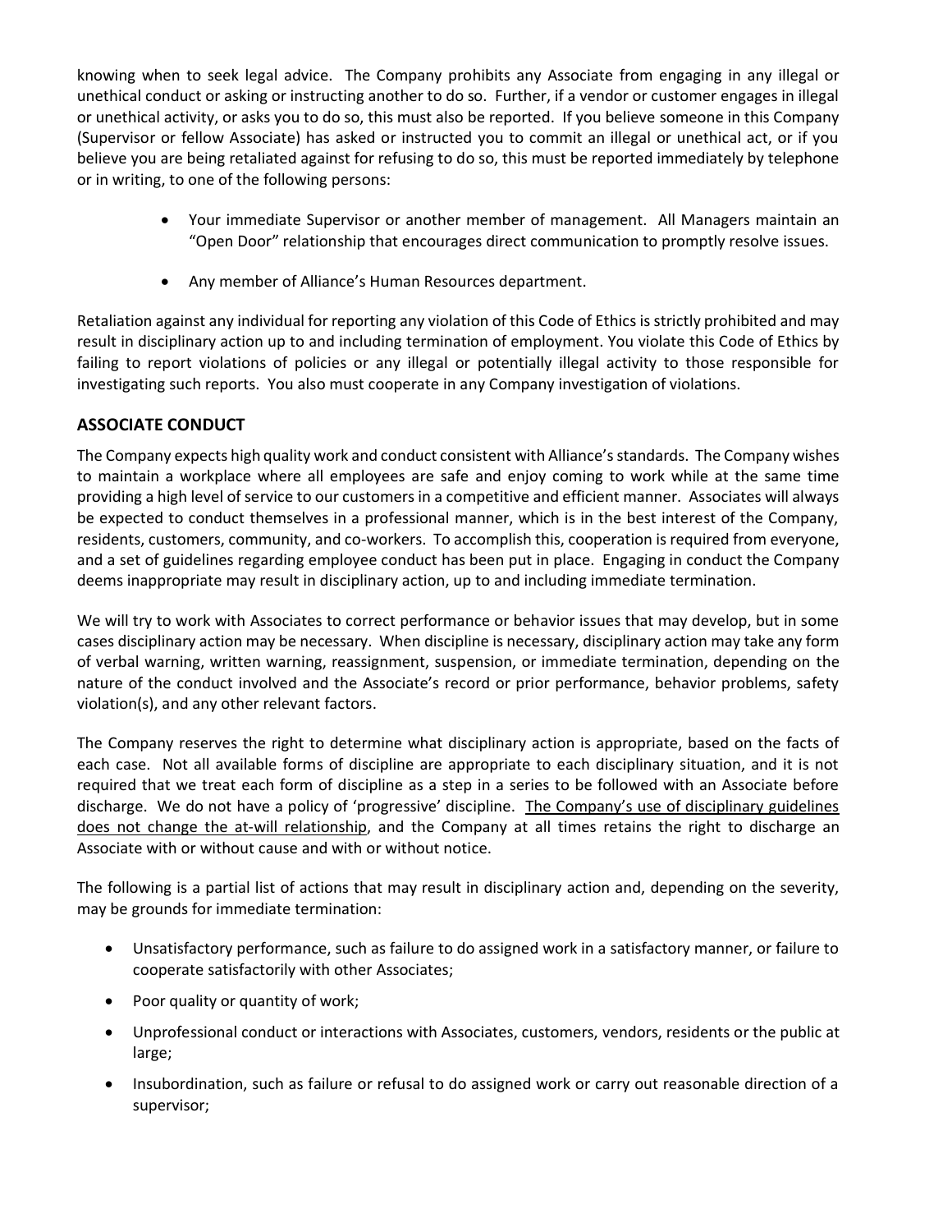knowing when to seek legal advice. The Company prohibits any Associate from engaging in any illegal or unethical conduct or asking or instructing another to do so. Further, if a vendor or customer engages in illegal or unethical activity, or asks you to do so, this must also be reported. If you believe someone in this Company (Supervisor or fellow Associate) has asked or instructed you to commit an illegal or unethical act, or if you believe you are being retaliated against for refusing to do so, this must be reported immediately by telephone or in writing, to one of the following persons:

- Your immediate Supervisor or another member of management. All Managers maintain an "Open Door" relationship that encourages direct communication to promptly resolve issues.
- Any member of Alliance's Human Resources department.

Retaliation against any individual for reporting any violation of this Code of Ethics is strictly prohibited and may result in disciplinary action up to and including termination of employment. You violate this Code of Ethics by failing to report violations of policies or any illegal or potentially illegal activity to those responsible for investigating such reports. You also must cooperate in any Company investigation of violations.

## ASSOCIATE CONDUCT

The Company expects high quality work and conduct consistent with Alliance's standards. The Company wishes to maintain a workplace where all employees are safe and enjoy coming to work while at the same time providing a high level of service to our customers in a competitive and efficient manner. Associates will always be expected to conduct themselves in a professional manner, which is in the best interest of the Company, residents, customers, community, and co-workers. To accomplish this, cooperation is required from everyone, and a set of guidelines regarding employee conduct has been put in place. Engaging in conduct the Company deems inappropriate may result in disciplinary action, up to and including immediate termination.

We will try to work with Associates to correct performance or behavior issues that may develop, but in some cases disciplinary action may be necessary. When discipline is necessary, disciplinary action may take any form of verbal warning, written warning, reassignment, suspension, or immediate termination, depending on the nature of the conduct involved and the Associate's record or prior performance, behavior problems, safety violation(s), and any other relevant factors.

The Company reserves the right to determine what disciplinary action is appropriate, based on the facts of each case. Not all available forms of discipline are appropriate to each disciplinary situation, and it is not required that we treat each form of discipline as a step in a series to be followed with an Associate before discharge. We do not have a policy of 'progressive' discipline. The Company's use of disciplinary guidelines does not change the at-will relationship, and the Company at all times retains the right to discharge an Associate with or without cause and with or without notice.

The following is a partial list of actions that may result in disciplinary action and, depending on the severity, may be grounds for immediate termination:

- Unsatisfactory performance, such as failure to do assigned work in a satisfactory manner, or failure to cooperate satisfactorily with other Associates;
- Poor quality or quantity of work;
- Unprofessional conduct or interactions with Associates, customers, vendors, residents or the public at large;
- Insubordination, such as failure or refusal to do assigned work or carry out reasonable direction of a supervisor;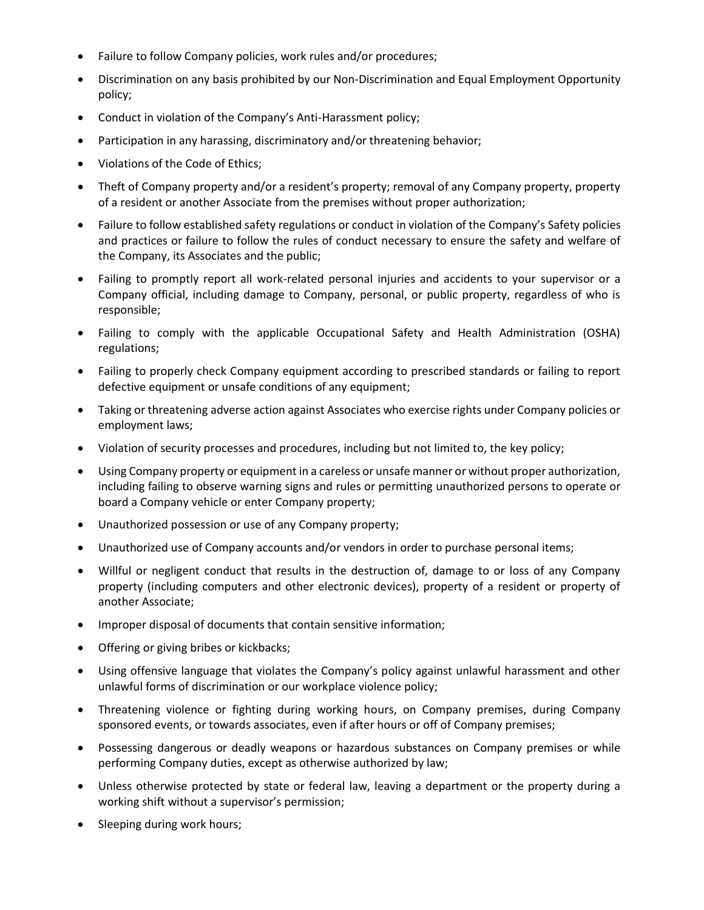- Failure to follow Company policies, work rules and/or procedures;
- Discrimination on any basis prohibited by our Non-Discrimination and Equal Employment Opportunity policy;
- Conduct in violation of the Company's Anti-Harassment policy;
- Participation in any harassing, discriminatory and/or threatening behavior;
- Violations of the Code of Ethics;
- Theft of Company property and/or a resident's property; removal of any Company property, property of a resident or another Associate from the premises without proper authorization;
- Failure to follow established safety regulations or conduct in violation of the Company's Safety policies and practices or failure to follow the rules of conduct necessary to ensure the safety and welfare of the Company, its Associates and the public;
- Failing to promptly report all work-related personal injuries and accidents to your supervisor or a Company official, including damage to Company, personal, or public property, regardless of who is responsible;
- Failing to comply with the applicable Occupational Safety and Health Administration (OSHA) regulations;
- Failing to properly check Company equipment according to prescribed standards or failing to report defective equipment or unsafe conditions of any equipment;
- Taking or threatening adverse action against Associates who exercise rights under Company policies or employment laws;
- Violation of security processes and procedures, including but not limited to, the key policy;
- Using Company property or equipment in a careless or unsafe manner or without proper authorization, including failing to observe warning signs and rules or permitting unauthorized persons to operate or board a Company vehicle or enter Company property;
- Unauthorized possession or use of any Company property;
- Unauthorized use of Company accounts and/or vendors in order to purchase personal items;
- Willful or negligent conduct that results in the destruction of, damage to or loss of any Company property (including computers and other electronic devices), property of a resident or property of another Associate;
- Improper disposal of documents that contain sensitive information;
- Offering or giving bribes or kickbacks;
- Using offensive language that violates the Company's policy against unlawful harassment and other unlawful forms of discrimination or our workplace violence policy;
- Threatening violence or fighting during working hours, on Company premises, during Company sponsored events, or towards associates, even if after hours or off of Company premises;
- Possessing dangerous or deadly weapons or hazardous substances on Company premises or while performing Company duties, except as otherwise authorized by law;
- Unless otherwise protected by state or federal law, leaving a department or the property during a working shift without a supervisor's permission;
- Sleeping during work hours;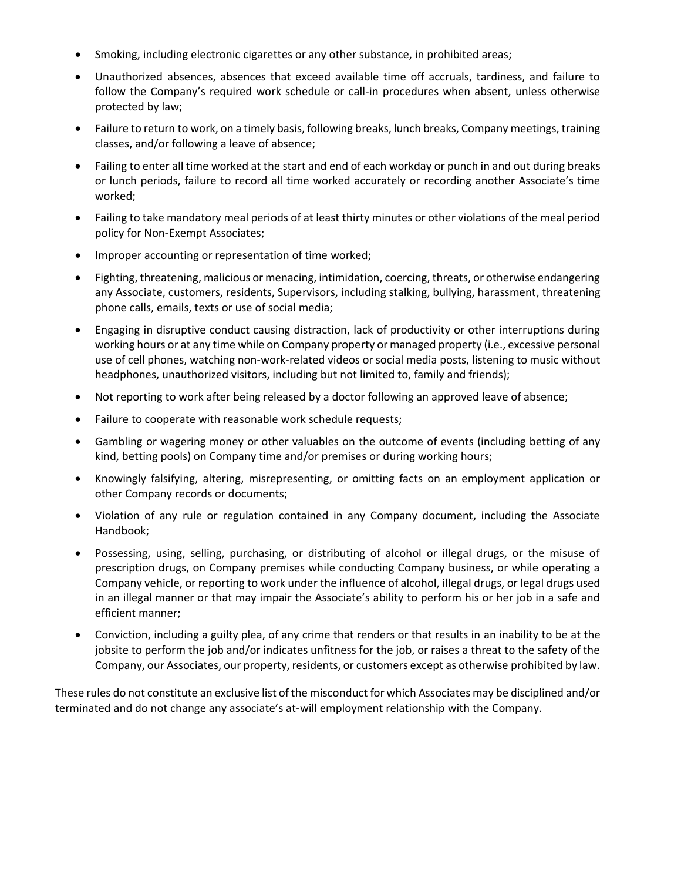- Smoking, including electronic cigarettes or any other substance, in prohibited areas;
- Unauthorized absences, absences that exceed available time off accruals, tardiness, and failure to follow the Company's required work schedule or call-in procedures when absent, unless otherwise protected by law;
- Failure to return to work, on a timely basis, following breaks, lunch breaks, Company meetings, training classes, and/or following a leave of absence;
- Failing to enter all time worked at the start and end of each workday or punch in and out during breaks or lunch periods, failure to record all time worked accurately or recording another Associate's time worked;
- Failing to take mandatory meal periods of at least thirty minutes or other violations of the meal period policy for Non-Exempt Associates;
- Improper accounting or representation of time worked;
- Fighting, threatening, malicious or menacing, intimidation, coercing, threats, or otherwise endangering any Associate, customers, residents, Supervisors, including stalking, bullying, harassment, threatening phone calls, emails, texts or use of social media;
- Engaging in disruptive conduct causing distraction, lack of productivity or other interruptions during working hours or at any time while on Company property or managed property (i.e., excessive personal use of cell phones, watching non-work-related videos or social media posts, listening to music without headphones, unauthorized visitors, including but not limited to, family and friends);
- Not reporting to work after being released by a doctor following an approved leave of absence;
- Failure to cooperate with reasonable work schedule requests;
- Gambling or wagering money or other valuables on the outcome of events (including betting of any kind, betting pools) on Company time and/or premises or during working hours;
- Knowingly falsifying, altering, misrepresenting, or omitting facts on an employment application or other Company records or documents;
- Violation of any rule or regulation contained in any Company document, including the Associate Handbook;
- Possessing, using, selling, purchasing, or distributing of alcohol or illegal drugs, or the misuse of prescription drugs, on Company premises while conducting Company business, or while operating a Company vehicle, or reporting to work under the influence of alcohol, illegal drugs, or legal drugs used in an illegal manner or that may impair the Associate's ability to perform his or her job in a safe and efficient manner;
- Conviction, including a guilty plea, of any crime that renders or that results in an inability to be at the jobsite to perform the job and/or indicates unfitness for the job, or raises a threat to the safety of the Company, our Associates, our property, residents, or customers except as otherwise prohibited by law.

These rules do not constitute an exclusive list of the misconduct for which Associates may be disciplined and/or terminated and do not change any associate's at-will employment relationship with the Company.